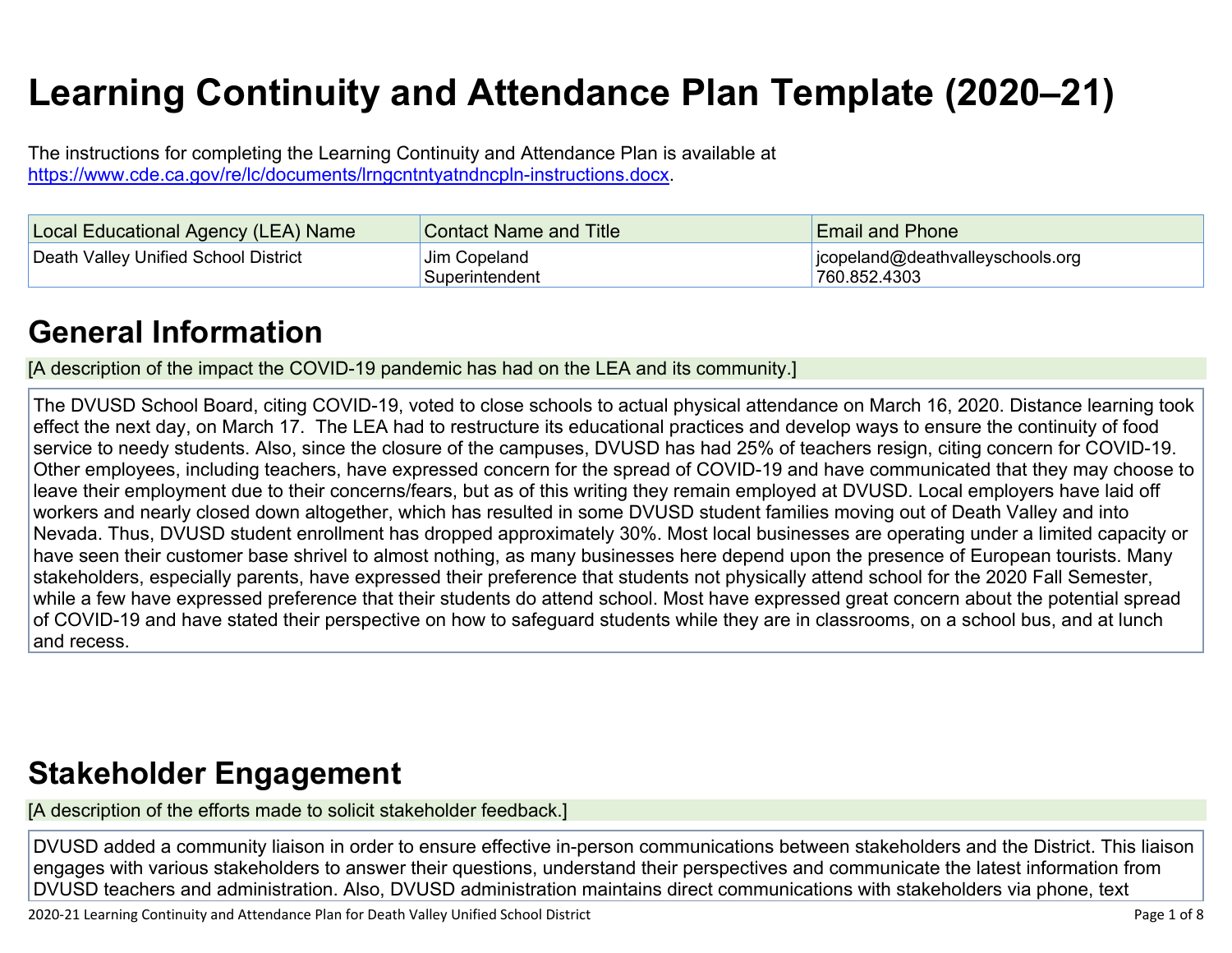# Learning Continuity and Attendance Plan Template (2020–21)

The instructions for completing the Learning Continuity and Attendance Plan is available at https://www.cde.ca.gov/re/lc/documents/lrngcntntyatndncpln-instructions.docx.

| Local Educational Agency (LEA) Name | Contact Name and Title | Email and Phone |
|---|---|---|
| Death Valley Unified School District | Jim Copeland<br>Superintendent | jcopeland@deathvalleyschools.org<br>760.852.4303 |

## General Information

[A description of the impact the COVID-19 pandemic has had on the LEA and its community.]

The DVUSD School Board, citing COVID-19, voted to close schools to actual physical attendance on March 16, 2020. Distance learning took effect the next day, on March 17. The LEA had to restructure its educational practices and develop ways to ensure the continuity of food service to needy students. Also, since the closure of the campuses, DVUSD has had 25% of teachers resign, citing concern for COVID-19. Other employees, including teachers, have expressed concern for the spread of COVID-19 and have communicated that they may choose to leave their employment due to their concerns/fears, but as of this writing they remain employed at DVUSD. Local employers have laid off workers and nearly closed down altogether, which has resulted in some DVUSD student families moving out of Death Valley and into Nevada. Thus, DVUSD student enrollment has dropped approximately 30%. Most local businesses are operating under a limited capacity or have seen their customer base shrivel to almost nothing, as many businesses here depend upon the presence of European tourists. Many stakeholders, especially parents, have expressed their preference that students not physically attend school for the 2020 Fall Semester, while a few have expressed preference that their students do attend school. Most have expressed great concern about the potential spread of COVID-19 and have stated their perspective on how to safeguard students while they are in classrooms, on a school bus, and at lunch and recess.

## Stakeholder Engagement

[A description of the efforts made to solicit stakeholder feedback.]

DVUSD added a community liaison in order to ensure effective in-person communications between stakeholders and the District. This liaison engages with various stakeholders to answer their questions, understand their perspectives and communicate the latest information from DVUSD teachers and administration. Also, DVUSD administration maintains direct communications with stakeholders via phone, text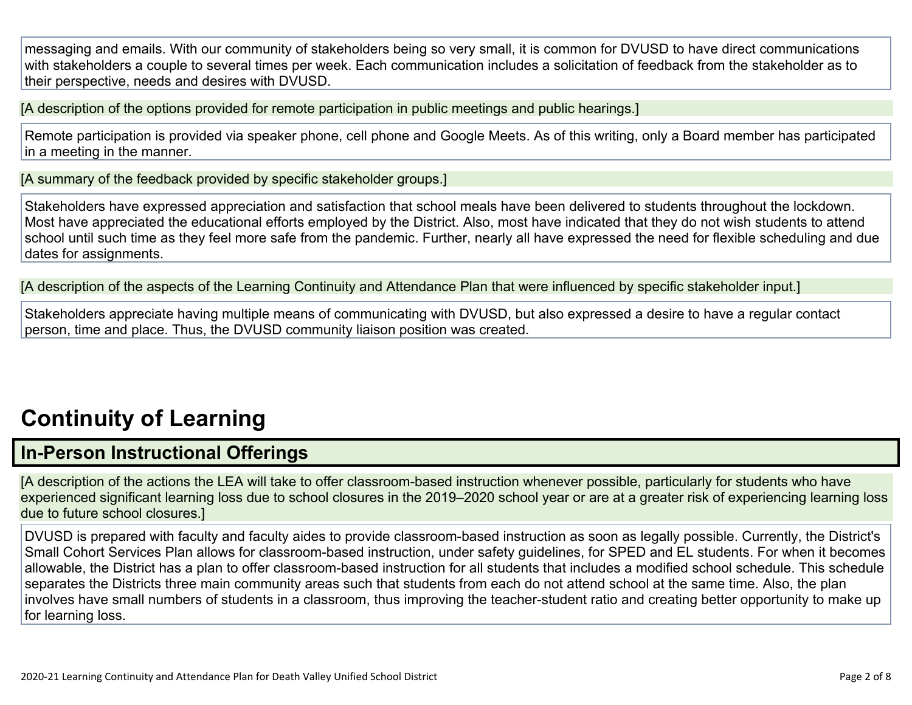messaging and emails. With our community of stakeholders being so very small, it is common for DVUSD to have direct communications with stakeholders a couple to several times per week. Each communication includes a solicitation of feedback from the stakeholder as to their perspective, needs and desires with DVUSD.

[A description of the options provided for remote participation in public meetings and public hearings.]

Remote participation is provided via speaker phone, cell phone and Google Meets. As of this writing, only a Board member has participated in a meeting in the manner.

[A summary of the feedback provided by specific stakeholder groups.]

Stakeholders have expressed appreciation and satisfaction that school meals have been delivered to students throughout the lockdown. Most have appreciated the educational efforts employed by the District. Also, most have indicated that they do not wish students to attend school until such time as they feel more safe from the pandemic. Further, nearly all have expressed the need for flexible scheduling and due dates for assignments.

[A description of the aspects of the Learning Continuity and Attendance Plan that were influenced by specific stakeholder input.]

Stakeholders appreciate having multiple means of communicating with DVUSD, but also expressed a desire to have a regular contact person, time and place. Thus, the DVUSD community liaison position was created.

# Continuity of Learning

## In-Person Instructional Offerings

[A description of the actions the LEA will take to offer classroom-based instruction whenever possible, particularly for students who have experienced significant learning loss due to school closures in the 2019–2020 school year or are at a greater risk of experiencing learning loss due to future school closures.]

DVUSD is prepared with faculty and faculty aides to provide classroom-based instruction as soon as legally possible. Currently, the District's Small Cohort Services Plan allows for classroom-based instruction, under safety guidelines, for SPED and EL students. For when it becomes allowable, the District has a plan to offer classroom-based instruction for all students that includes a modified school schedule. This schedule separates the Districts three main community areas such that students from each do not attend school at the same time. Also, the plan involves have small numbers of students in a classroom, thus improving the teacher-student ratio and creating better opportunity to make up for learning loss.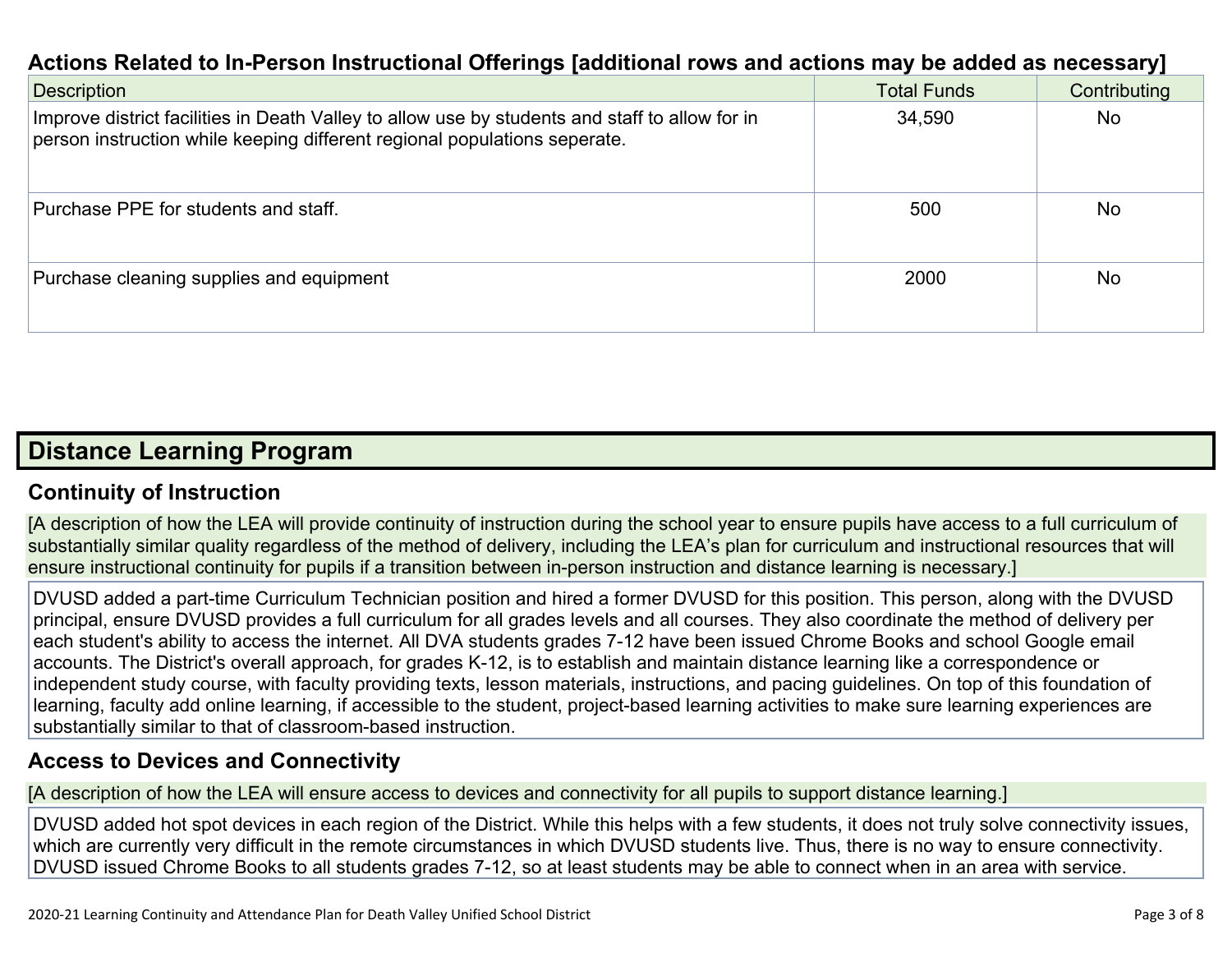### Actions Related to In-Person Instructional Offerings [additional rows and actions may be added as necessary]

| Description | Total Funds | Contributing |
|---|---|---|
| Improve district facilities in Death Valley to allow use by students and staff to allow for in person instruction while keeping different regional populations seperate. | 34,590 | No |
| Purchase PPE for students and staff. | 500 | No |
| Purchase cleaning supplies and equipment | 2000 | No |

## Distance Learning Program

### Continuity of Instruction

[A description of how the LEA will provide continuity of instruction during the school year to ensure pupils have access to a full curriculum of substantially similar quality regardless of the method of delivery, including the LEA's plan for curriculum and instructional resources that will ensure instructional continuity for pupils if a transition between in-person instruction and distance learning is necessary.]

DVUSD added a part-time Curriculum Technician position and hired a former DVUSD for this position. This person, along with the DVUSD principal, ensure DVUSD provides a full curriculum for all grades levels and all courses. They also coordinate the method of delivery per each student's ability to access the internet. All DVA students grades 7-12 have been issued Chrome Books and school Google email accounts. The District's overall approach, for grades K-12, is to establish and maintain distance learning like a correspondence or independent study course, with faculty providing texts, lesson materials, instructions, and pacing guidelines. On top of this foundation of learning, faculty add online learning, if accessible to the student, project-based learning activities to make sure learning experiences are substantially similar to that of classroom-based instruction.

### Access to Devices and Connectivity

[A description of how the LEA will ensure access to devices and connectivity for all pupils to support distance learning.]

DVUSD added hot spot devices in each region of the District. While this helps with a few students, it does not truly solve connectivity issues, which are currently very difficult in the remote circumstances in which DVUSD students live. Thus, there is no way to ensure connectivity. DVUSD issued Chrome Books to all students grades 7-12, so at least students may be able to connect when in an area with service.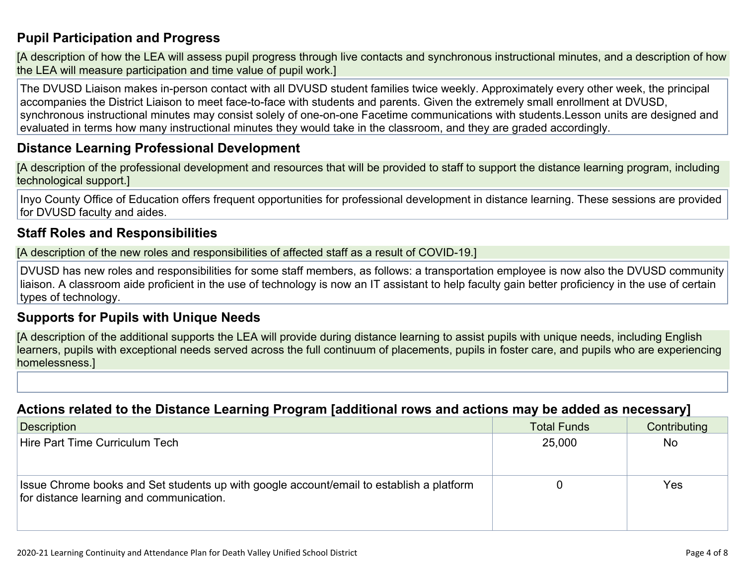## Pupil Participation and Progress

[A description of how the LEA will assess pupil progress through live contacts and synchronous instructional minutes, and a description of how the LEA will measure participation and time value of pupil work.]

The DVUSD Liaison makes in-person contact with all DVUSD student families twice weekly. Approximately every other week, the principal accompanies the District Liaison to meet face-to-face with students and parents. Given the extremely small enrollment at DVUSD, synchronous instructional minutes may consist solely of one-on-one Facetime communications with students.Lesson units are designed and evaluated in terms how many instructional minutes they would take in the classroom, and they are graded accordingly.

## Distance Learning Professional Development

[A description of the professional development and resources that will be provided to staff to support the distance learning program, including technological support.]

Inyo County Office of Education offers frequent opportunities for professional development in distance learning. These sessions are provided for DVUSD faculty and aides.

## Staff Roles and Responsibilities

[A description of the new roles and responsibilities of affected staff as a result of COVID-19.]

DVUSD has new roles and responsibilities for some staff members, as follows: a transportation employee is now also the DVUSD community liaison. A classroom aide proficient in the use of technology is now an IT assistant to help faculty gain better proficiency in the use of certain types of technology.

## Supports for Pupils with Unique Needs

[A description of the additional supports the LEA will provide during distance learning to assist pupils with unique needs, including English learners, pupils with exceptional needs served across the full continuum of placements, pupils in foster care, and pupils who are experiencing homelessness.]

## Actions related to the Distance Learning Program [additional rows and actions may be added as necessary]

| Description | Total Funds | Contributing |
|---|---|---|
| Hire Part Time Curriculum Tech | 25,000 | No |
| Issue Chrome books and Set students up with google account/email to establish a platform for distance learning and communication. | 0 | Yes |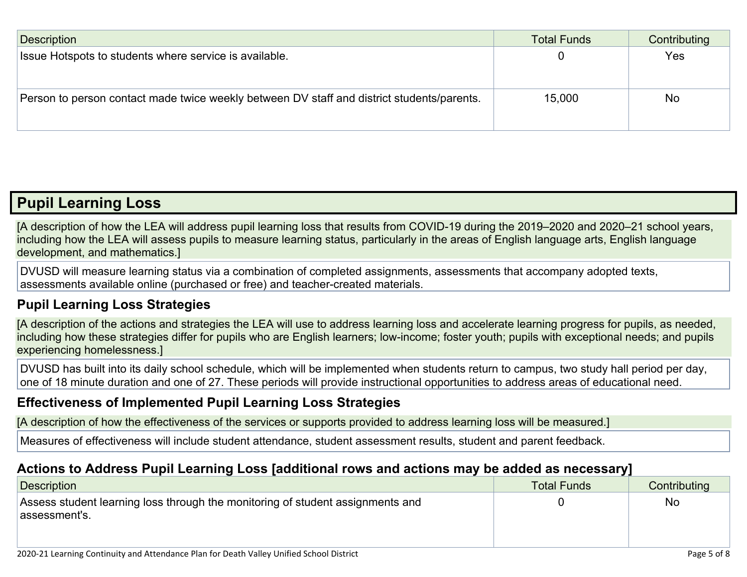| Description | Total Funds | Contributing |
| --- | --- | --- |
| Issue Hotspots to students where service is available. | 0 | Yes |
| Person to person contact made twice weekly between DV staff and district students/parents. | 15,000 | No |

## Pupil Learning Loss

[A description of how the LEA will address pupil learning loss that results from COVID-19 during the 2019–2020 and 2020–21 school years, including how the LEA will assess pupils to measure learning status, particularly in the areas of English language arts, English language development, and mathematics.]

DVUSD will measure learning status via a combination of completed assignments, assessments that accompany adopted texts, assessments available online (purchased or free) and teacher-created materials.

### Pupil Learning Loss Strategies

[A description of the actions and strategies the LEA will use to address learning loss and accelerate learning progress for pupils, as needed, including how these strategies differ for pupils who are English learners; low-income; foster youth; pupils with exceptional needs; and pupils experiencing homelessness.]

DVUSD has built into its daily school schedule, which will be implemented when students return to campus, two study hall period per day, one of 18 minute duration and one of 27. These periods will provide instructional opportunities to address areas of educational need.

### Effectiveness of Implemented Pupil Learning Loss Strategies

[A description of how the effectiveness of the services or supports provided to address learning loss will be measured.]

Measures of effectiveness will include student attendance, student assessment results, student and parent feedback.

### Actions to Address Pupil Learning Loss [additional rows and actions may be added as necessary]

| Description | Total Funds | Contributing |
| --- | --- | --- |
| Assess student learning loss through the monitoring of student assignments and assessment's. | 0 | No |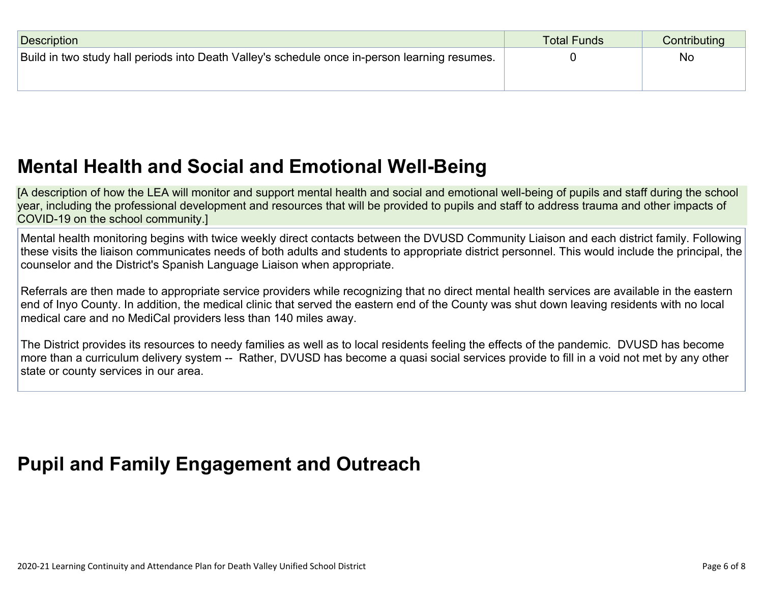| Description | Total Funds | Contributing |
| --- | --- | --- |
| Build in two study hall periods into Death Valley's schedule once in-person learning resumes. | 0 | No |

## Mental Health and Social and Emotional Well-Being

[A description of how the LEA will monitor and support mental health and social and emotional well-being of pupils and staff during the school year, including the professional development and resources that will be provided to pupils and staff to address trauma and other impacts of COVID-19 on the school community.]

Mental health monitoring begins with twice weekly direct contacts between the DVUSD Community Liaison and each district family. Following these visits the liaison communicates needs of both adults and students to appropriate district personnel. This would include the principal, the counselor and the District's Spanish Language Liaison when appropriate.

Referrals are then made to appropriate service providers while recognizing that no direct mental health services are available in the eastern end of Inyo County. In addition, the medical clinic that served the eastern end of the County was shut down leaving residents with no local medical care and no MediCal providers less than 140 miles away.

The District provides its resources to needy families as well as to local residents feeling the effects of the pandemic. DVUSD has become more than a curriculum delivery system -- Rather, DVUSD has become a quasi social services provide to fill in a void not met by any other state or county services in our area.

## Pupil and Family Engagement and Outreach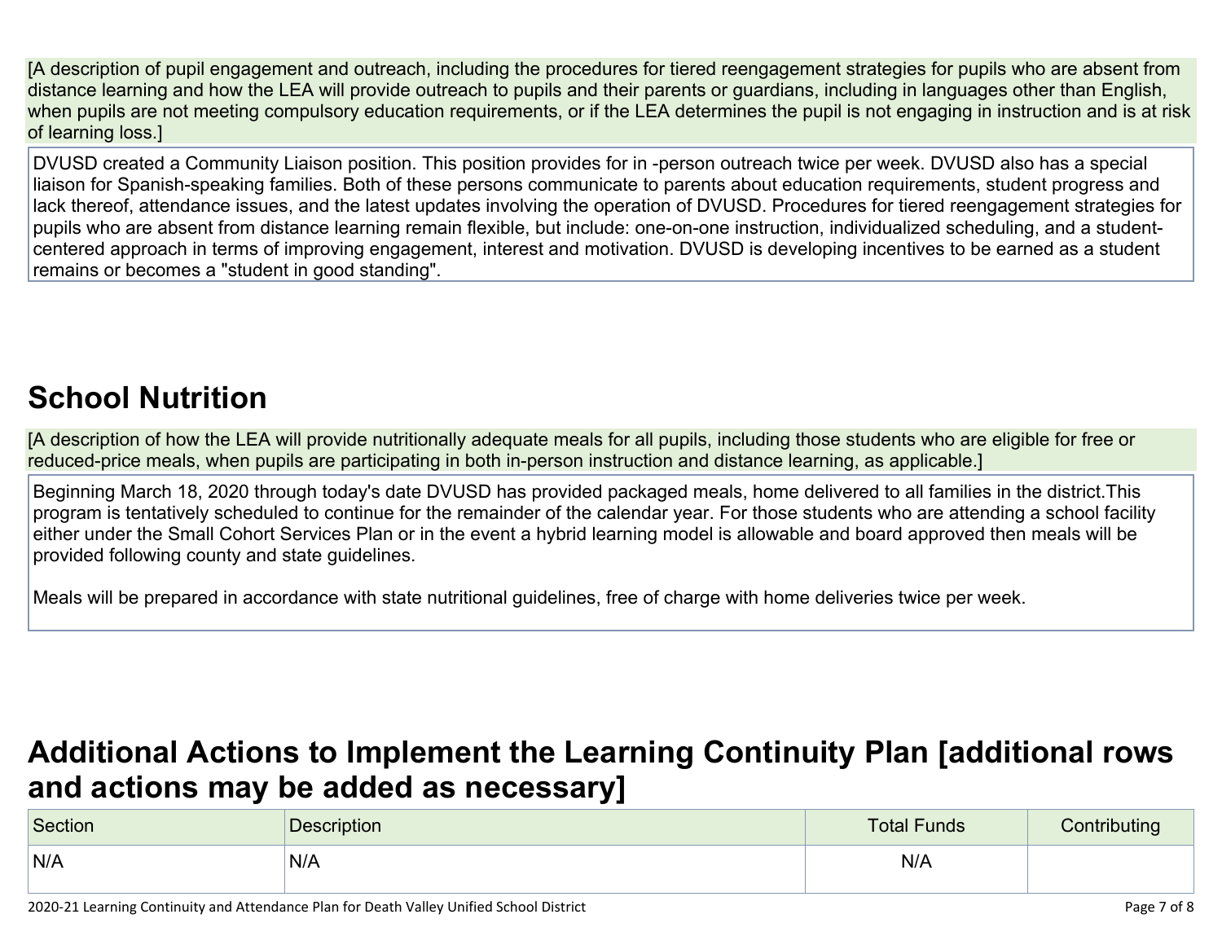[A description of pupil engagement and outreach, including the procedures for tiered reengagement strategies for pupils who are absent from distance learning and how the LEA will provide outreach to pupils and their parents or guardians, including in languages other than English, when pupils are not meeting compulsory education requirements, or if the LEA determines the pupil is not engaging in instruction and is at risk of learning loss.]

DVUSD created a Community Liaison position. This position provides for in -person outreach twice per week. DVUSD also has a special liaison for Spanish-speaking families. Both of these persons communicate to parents about education requirements, student progress and lack thereof, attendance issues, and the latest updates involving the operation of DVUSD. Procedures for tiered reengagement strategies for pupils who are absent from distance learning remain flexible, but include: one-on-one instruction, individualized scheduling, and a student-centered approach in terms of improving engagement, interest and motivation. DVUSD is developing incentives to be earned as a student remains or becomes a "student in good standing".

## School Nutrition

[A description of how the LEA will provide nutritionally adequate meals for all pupils, including those students who are eligible for free or reduced-price meals, when pupils are participating in both in-person instruction and distance learning, as applicable.]

Beginning March 18, 2020 through today's date DVUSD has provided packaged meals, home delivered to all families in the district.This program is tentatively scheduled to continue for the remainder of the calendar year. For those students who are attending a school facility either under the Small Cohort Services Plan or in the event a hybrid learning model is allowable and board approved then meals will be provided following county and state guidelines.

Meals will be prepared in accordance with state nutritional guidelines, free of charge with home deliveries twice per week.

## Additional Actions to Implement the Learning Continuity Plan [additional rows and actions may be added as necessary]

| Section | Description | Total Funds | Contributing |
|---|---|---|---|
| N/A | N/A | N/A | |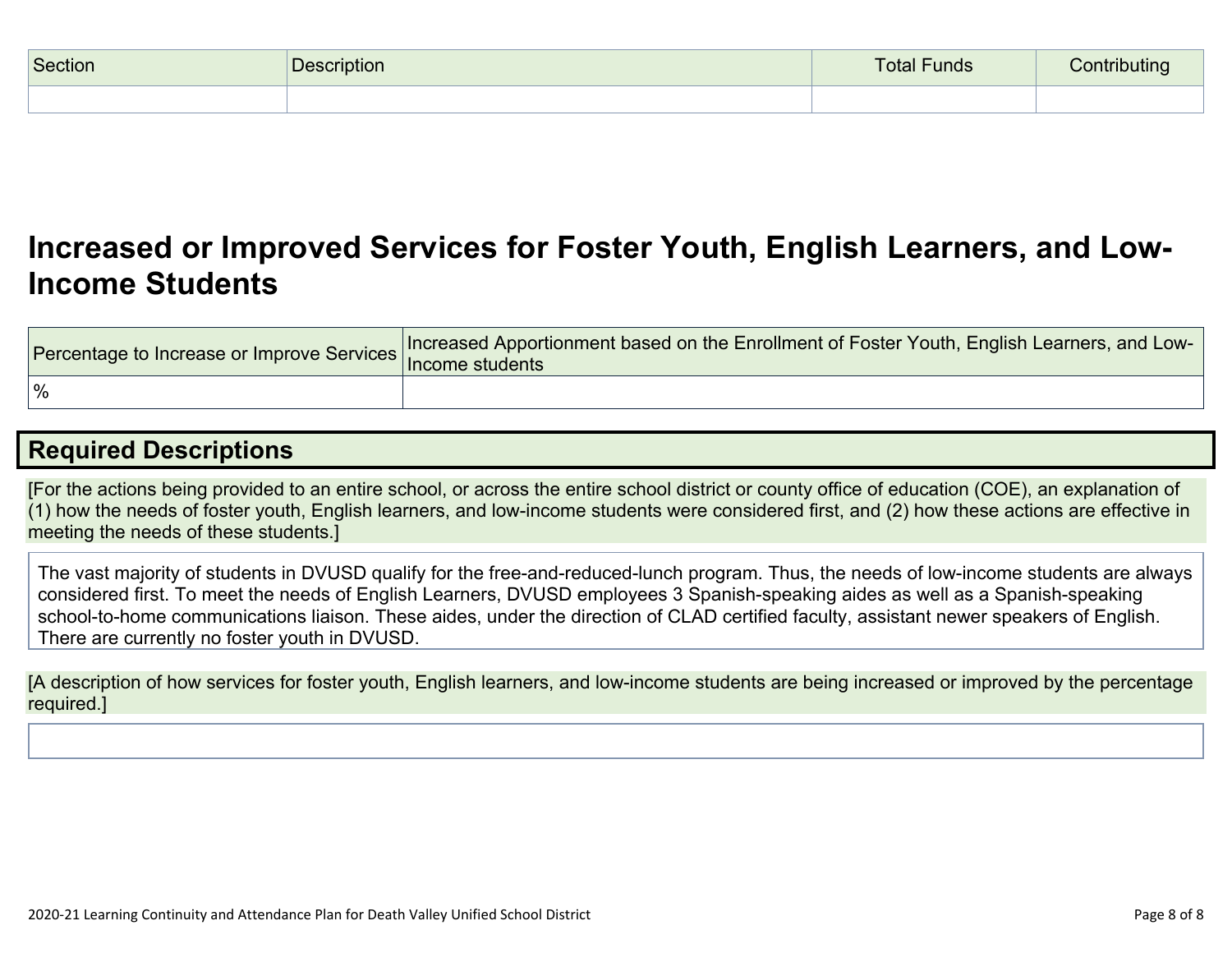| Section | Description | Total Funds | Contributing |
|---|---|---|---|
| | | | |

# Increased or Improved Services for Foster Youth, English Learners, and Low-Income Students

| Percentage to Increase or Improve Services | Increased Apportionment based on the Enrollment of Foster Youth, English Learners, and Low-Income students |
|---|---|
| % | |

## Required Descriptions

[For the actions being provided to an entire school, or across the entire school district or county office of education (COE), an explanation of (1) how the needs of foster youth, English learners, and low-income students were considered first, and (2) how these actions are effective in meeting the needs of these students.]

The vast majority of students in DVUSD qualify for the free-and-reduced-lunch program. Thus, the needs of low-income students are always considered first. To meet the needs of English Learners, DVUSD employees 3 Spanish-speaking aides as well as a Spanish-speaking school-to-home communications liaison. These aides, under the direction of CLAD certified faculty, assistant newer speakers of English. There are currently no foster youth in DVUSD.

[A description of how services for foster youth, English learners, and low-income students are being increased or improved by the percentage required.]